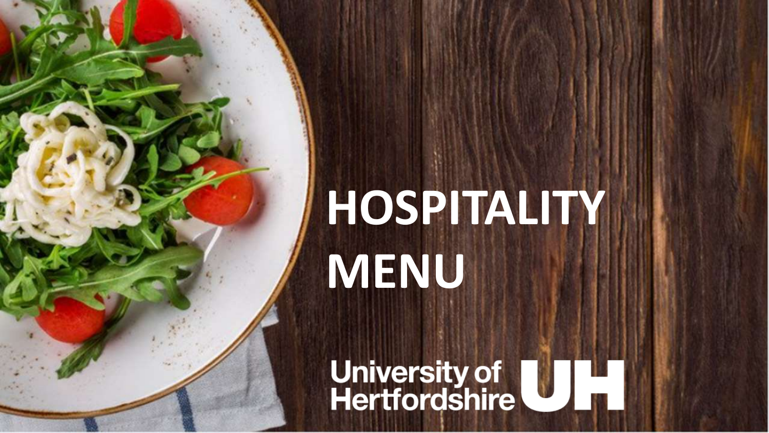# HOSPITALITY MENU

University of Hertfordshire UH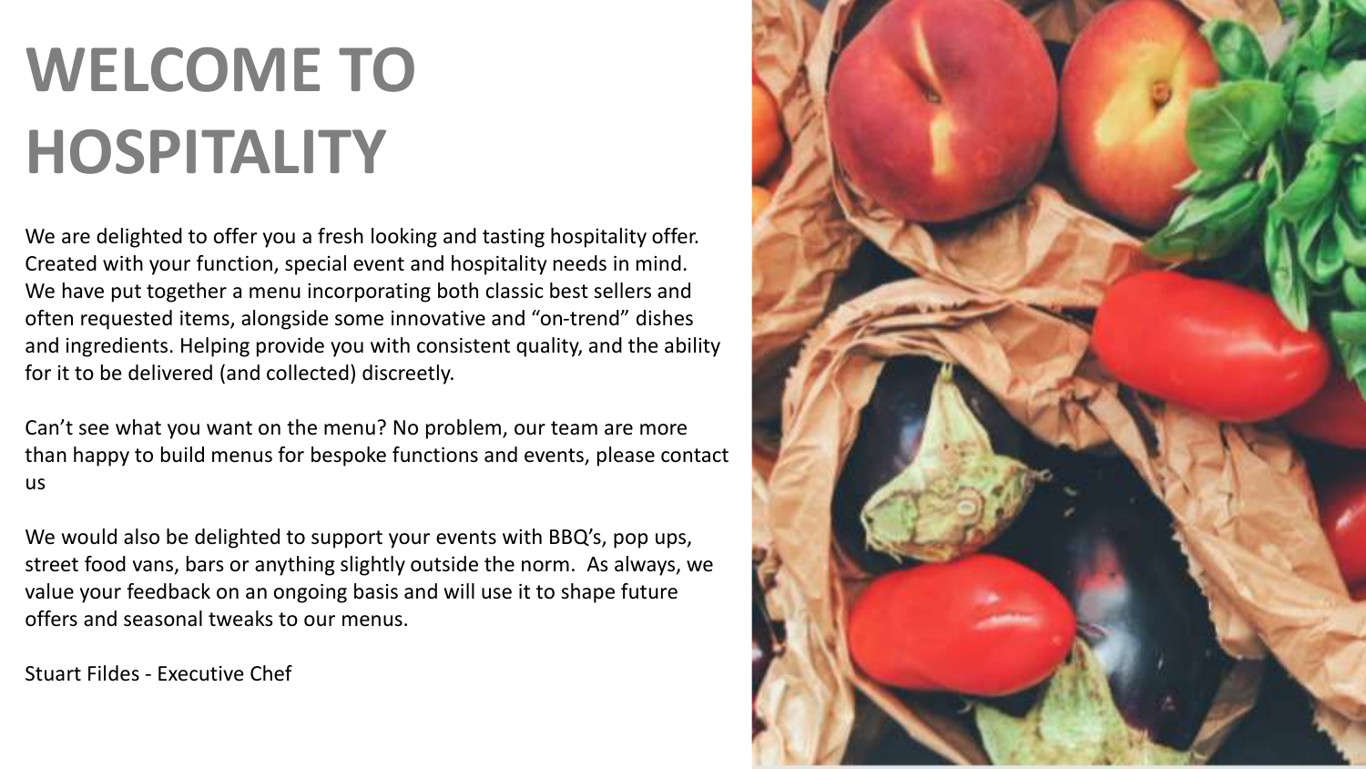# WELCOME TO HOSPITALITY

We are delighted to offer you a fresh looking and tasting hospitality offer. Created with your function, special event and hospitality needs in mind. We have put together a menu incorporating both classic best sellers and often requested items, alongside some innovative and "on-trend" dishes and ingredients. Helping provide you with consistent quality, and the ability for it to be delivered (and collected) discreetly.

Can't see what you want on the menu? No problem, our team are more than happy to build menus for bespoke functions and events, please contact us

We would also be delighted to support your events with BBQ's, pop ups, street food vans, bars or anything slightly outside the norm. As always, we value your feedback on an ongoing basis and will use it to shape future offers and seasonal tweaks to our menus.

Stuart Fildes - Executive Chef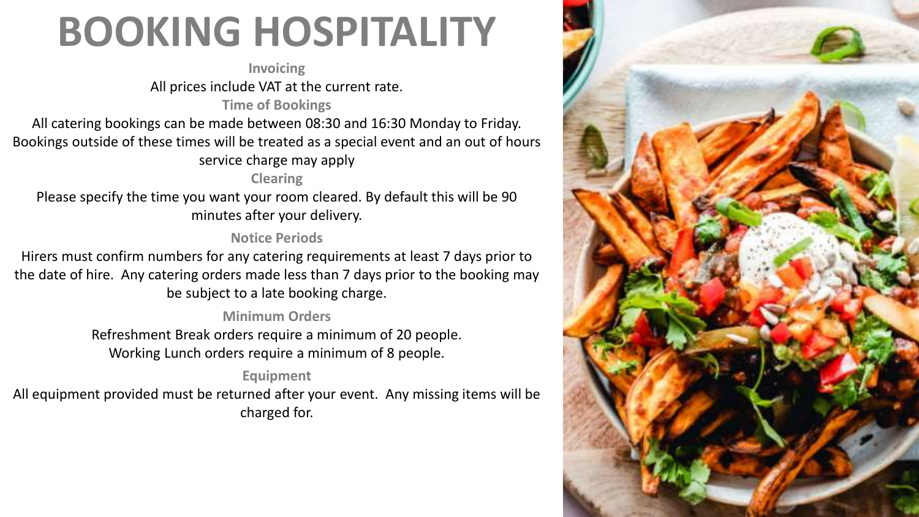# BOOKING HOSPITALITY

### Invoicing

All prices include VAT at the current rate.

### Time of Bookings

All catering bookings can be made between 08:30 and 16:30 Monday to Friday. Bookings outside of these times will be treated as a special event and an out of hours service charge may apply

### Clearing

Please specify the time you want your room cleared. By default this will be 90 minutes after your delivery.

### Notice Periods

Hirers must confirm numbers for any catering requirements at least 7 days prior to the date of hire. Any catering orders made less than 7 days prior to the booking may be subject to a late booking charge.

### Minimum Orders

Refreshment Break orders require a minimum of 20 people.
Working Lunch orders require a minimum of 8 people.

### Equipment

All equipment provided must be returned after your event. Any missing items will be charged for.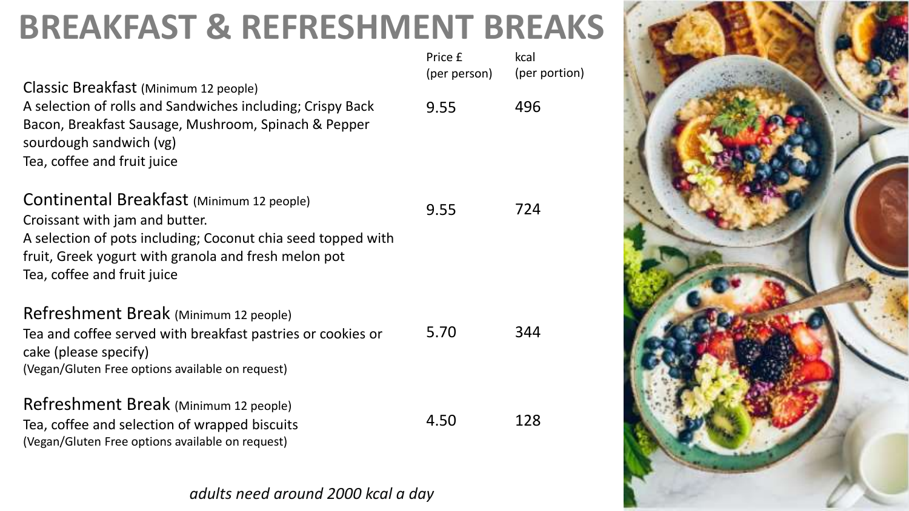# BREAKFAST & REFRESHMENT BREAKS

| | Price £ (per person) | kcal (per portion) |
|---|---|---|
| **Classic Breakfast** (Minimum 12 people)<br>A selection of rolls and Sandwiches including; Crispy Back Bacon, Breakfast Sausage, Mushroom, Spinach & Pepper sourdough sandwich (vg)<br>Tea, coffee and fruit juice | 9.55 | 496 |
| **Continental Breakfast** (Minimum 12 people)<br>Croissant with jam and butter.<br>A selection of pots including; Coconut chia seed topped with fruit, Greek yogurt with granola and fresh melon pot<br>Tea, coffee and fruit juice | 9.55 | 724 |
| **Refreshment Break** (Minimum 12 people)<br>Tea and coffee served with breakfast pastries or cookies or cake (please specify)<br>(Vegan/Gluten Free options available on request) | 5.70 | 344 |
| **Refreshment Break** (Minimum 12 people)<br>Tea, coffee and selection of wrapped biscuits<br>(Vegan/Gluten Free options available on request) | 4.50 | 128 |

*adults need around 2000 kcal a day*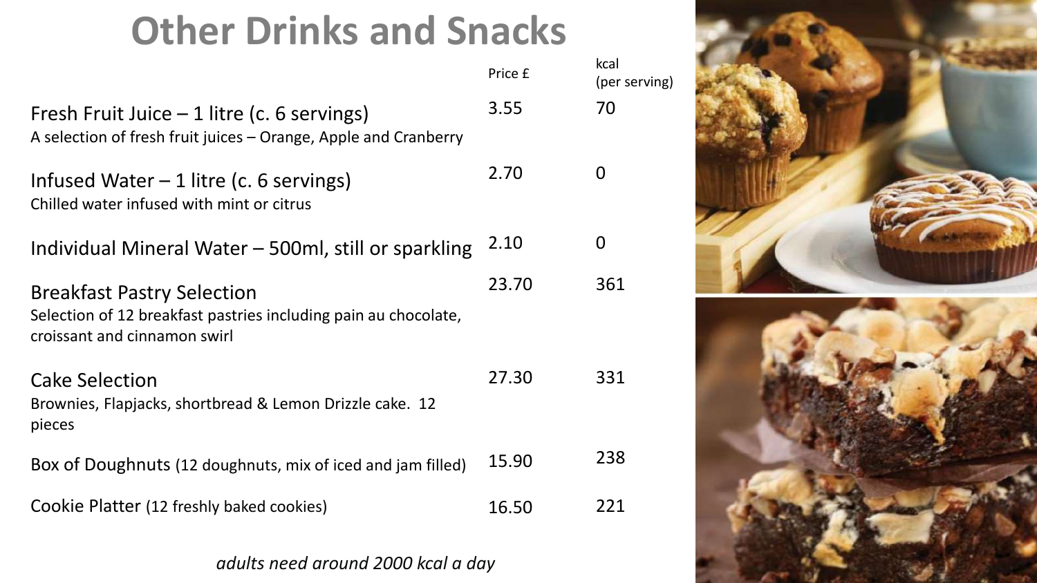# Other Drinks and Snacks

| | Price £ | kcal (per serving) |
|---|---|---|
| Fresh Fruit Juice – 1 litre (c. 6 servings)<br>A selection of fresh fruit juices – Orange, Apple and Cranberry | 3.55 | 70 |
| Infused Water – 1 litre (c. 6 servings)<br>Chilled water infused with mint or citrus | 2.70 | 0 |
| Individual Mineral Water – 500ml, still or sparkling | 2.10 | 0 |
| Breakfast Pastry Selection<br>Selection of 12 breakfast pastries including pain au chocolate, croissant and cinnamon swirl | 23.70 | 361 |
| Cake Selection<br>Brownies, Flapjacks, shortbread & Lemon Drizzle cake. 12 pieces | 27.30 | 331 |
| Box of Doughnuts (12 doughnuts, mix of iced and jam filled) | 15.90 | 238 |
| Cookie Platter (12 freshly baked cookies) | 16.50 | 221 |

*adults need around 2000 kcal a day*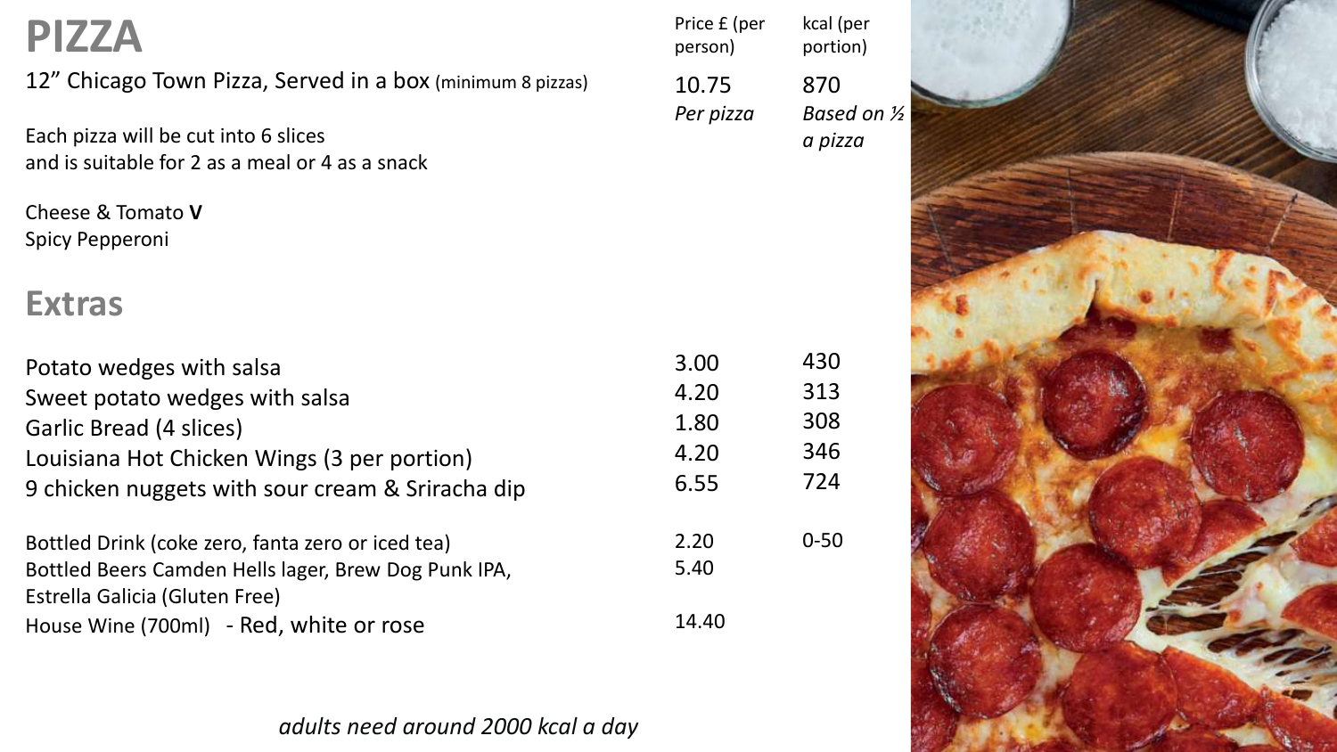# PIZZA

| | Price £ (per person) | kcal (per portion) |
|---|---|---|
| 12" Chicago Town Pizza, Served in a box (minimum 8 pizzas) | 10.75 *Per pizza* | 870 *Based on ½ a pizza* |

Each pizza will be cut into 6 slices
and is suitable for 2 as a meal or 4 as a snack

Cheese & Tomato **V**
Spicy Pepperoni

## Extras

| | Price £ (per person) | kcal (per portion) |
|---|---|---|
| Potato wedges with salsa | 3.00 | 430 |
| Sweet potato wedges with salsa | 4.20 | 313 |
| Garlic Bread (4 slices) | 1.80 | 308 |
| Louisiana Hot Chicken Wings (3 per portion) | 4.20 | 346 |
| 9 chicken nuggets with sour cream & Sriracha dip | 6.55 | 724 |
| Bottled Drink (coke zero, fanta zero or iced tea) | 2.20 | 0-50 |
| Bottled Beers Camden Hells lager, Brew Dog Punk IPA, Estrella Galicia (Gluten Free) | 5.40 | |
| House Wine (700ml) - Red, white or rose | 14.40 | |

*adults need around 2000 kcal a day*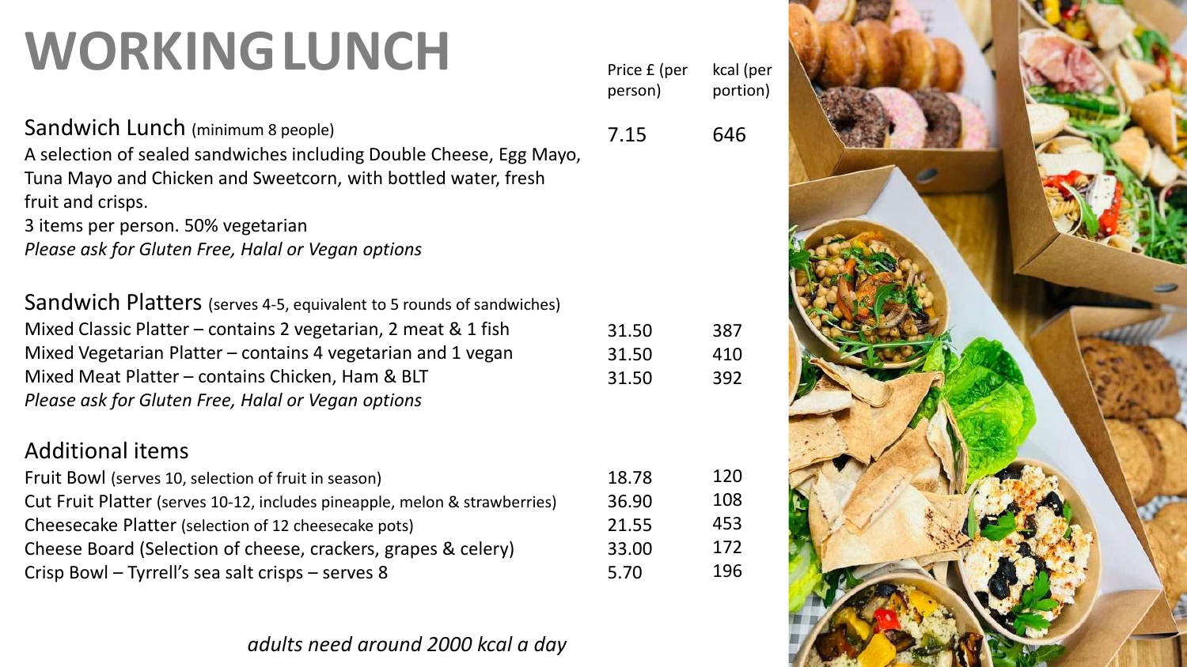# WORKING LUNCH

| | Price £ (per person) | kcal (per portion) |
|---|---|---|
| **Sandwich Lunch** (minimum 8 people) | 7.15 | 646 |
| A selection of sealed sandwiches including Double Cheese, Egg Mayo, Tuna Mayo and Chicken and Sweetcorn, with bottled water, fresh fruit and crisps. | | |
| 3 items per person. 50% vegetarian | | |
| *Please ask for Gluten Free, Halal or Vegan options* | | |
| **Sandwich Platters** (serves 4-5, equivalent to 5 rounds of sandwiches) | | |
| Mixed Classic Platter – contains 2 vegetarian, 2 meat & 1 fish | 31.50 | 387 |
| Mixed Vegetarian Platter – contains 4 vegetarian and 1 vegan | 31.50 | 410 |
| Mixed Meat Platter – contains Chicken, Ham & BLT | 31.50 | 392 |
| *Please ask for Gluten Free, Halal or Vegan options* | | |
| **Additional items** | | |
| Fruit Bowl (serves 10, selection of fruit in season) | 18.78 | 120 |
| Cut Fruit Platter (serves 10-12, includes pineapple, melon & strawberries) | 36.90 | 108 |
| Cheesecake Platter (selection of 12 cheesecake pots) | 21.55 | 453 |
| Cheese Board (Selection of cheese, crackers, grapes & celery) | 33.00 | 172 |
| Crisp Bowl – Tyrrell's sea salt crisps – serves 8 | 5.70 | 196 |

*adults need around 2000 kcal a day*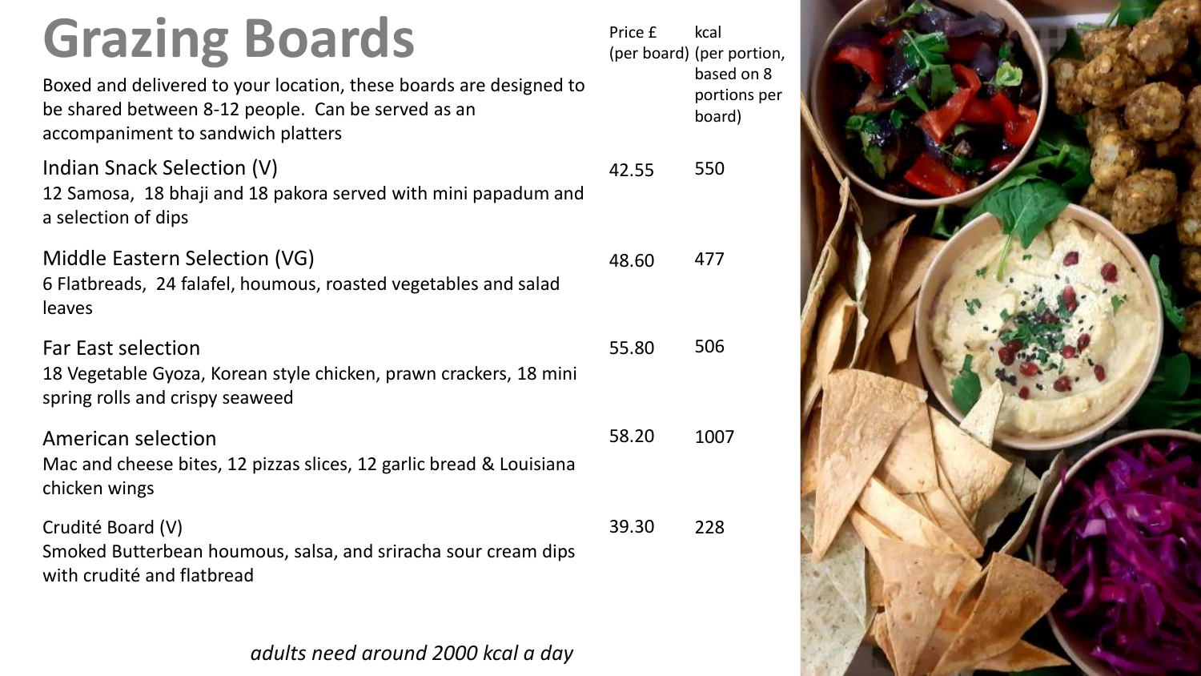# Grazing Boards

Boxed and delivered to your location, these boards are designed to be shared between 8-12 people. Can be served as an accompaniment to sandwich platters

| | Price £ (per board) | kcal (per portion, based on 8 portions per board) |
|---|---|---|
| **Indian Snack Selection (V)**<br>12 Samosa, 18 bhaji and 18 pakora served with mini papadum and a selection of dips | 42.55 | 550 |
| **Middle Eastern Selection (VG)**<br>6 Flatbreads, 24 falafel, houmous, roasted vegetables and salad leaves | 48.60 | 477 |
| **Far East selection**<br>18 Vegetable Gyoza, Korean style chicken, prawn crackers, 18 mini spring rolls and crispy seaweed | 55.80 | 506 |
| **American selection**<br>Mac and cheese bites, 12 pizzas slices, 12 garlic bread & Louisiana chicken wings | 58.20 | 1007 |
| **Crudité Board (V)**<br>Smoked Butterbean houmous, salsa, and sriracha sour cream dips with crudité and flatbread | 39.30 | 228 |

*adults need around 2000 kcal a day*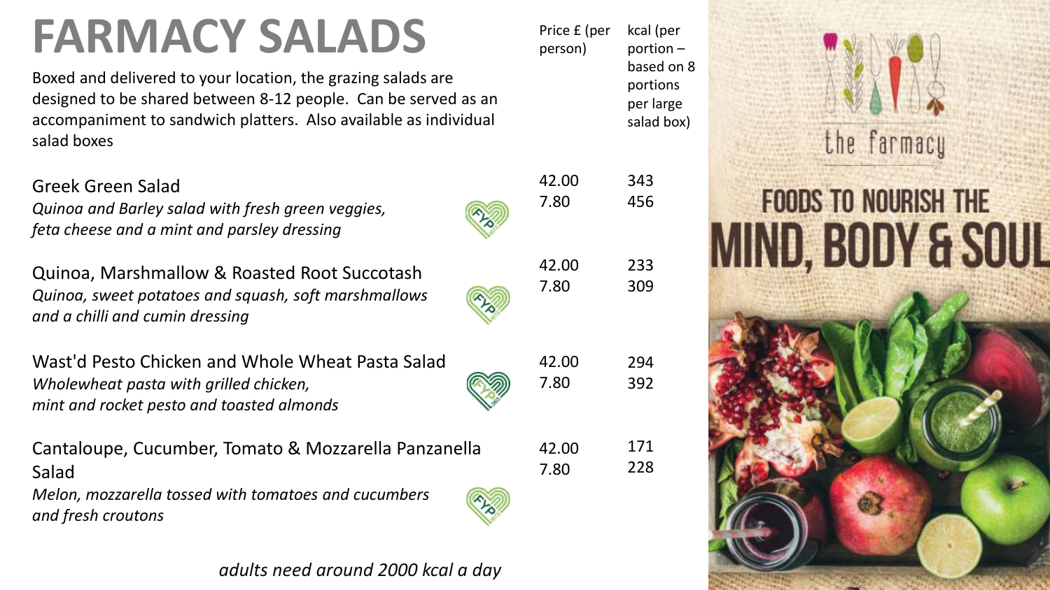# FARMACY SALADS

Boxed and delivered to your location, the grazing salads are designed to be shared between 8-12 people. Can be served as an accompaniment to sandwich platters. Also available as individual salad boxes

| | Price £ (per person) | kcal (per portion – based on 8 portions per large salad box) |
|---|---|---|
| Greek Green Salad<br>*Quinoa and Barley salad with fresh green veggies, feta cheese and a mint and parsley dressing* | 42.00<br>7.80 | 343<br>456 |
| Quinoa, Marshmallow & Roasted Root Succotash<br>*Quinoa, sweet potatoes and squash, soft marshmallows and a chilli and cumin dressing* | 42.00<br>7.80 | 233<br>309 |
| Wast'd Pesto Chicken and Whole Wheat Pasta Salad<br>*Wholewheat pasta with grilled chicken, mint and rocket pesto and toasted almonds* | 42.00<br>7.80 | 294<br>392 |
| Cantaloupe, Cucumber, Tomato & Mozzarella Panzanella Salad<br>*Melon, mozzarella tossed with tomatoes and cucumbers and fresh croutons* | 42.00<br>7.80 | 171<br>228 |

*adults need around 2000 kcal a day*

the farmacy

FOODS TO NOURISH THE MIND, BODY & SOUL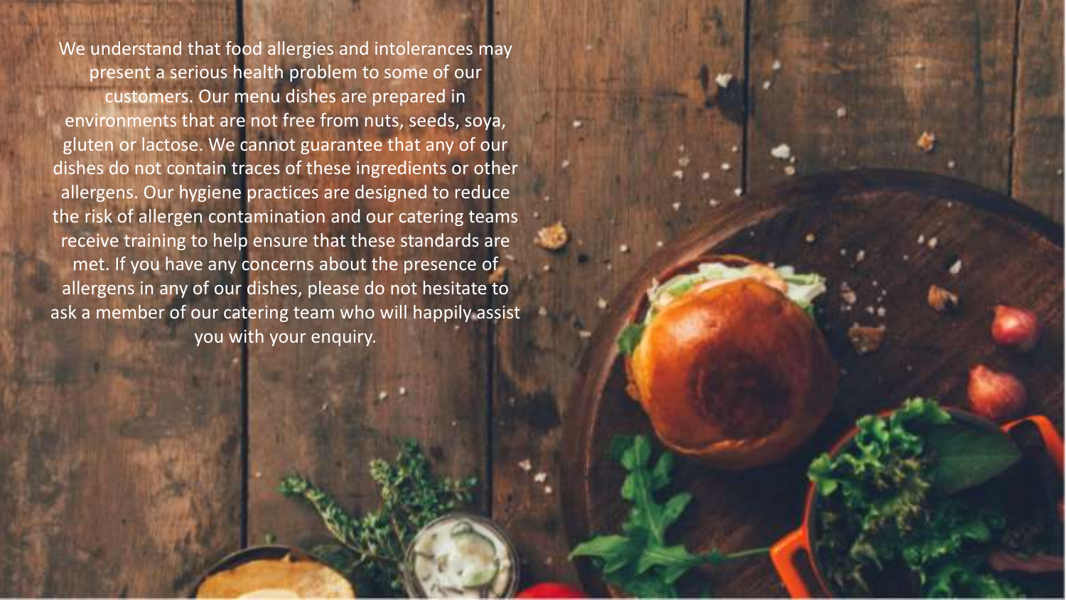We understand that food allergies and intolerances may present a serious health problem to some of our customers. Our menu dishes are prepared in environments that are not free from nuts, seeds, soya, gluten or lactose. We cannot guarantee that any of our dishes do not contain traces of these ingredients or other allergens. Our hygiene practices are designed to reduce the risk of allergen contamination and our catering teams receive training to help ensure that these standards are met. If you have any concerns about the presence of allergens in any of our dishes, please do not hesitate to ask a member of our catering team who will happily assist you with your enquiry.